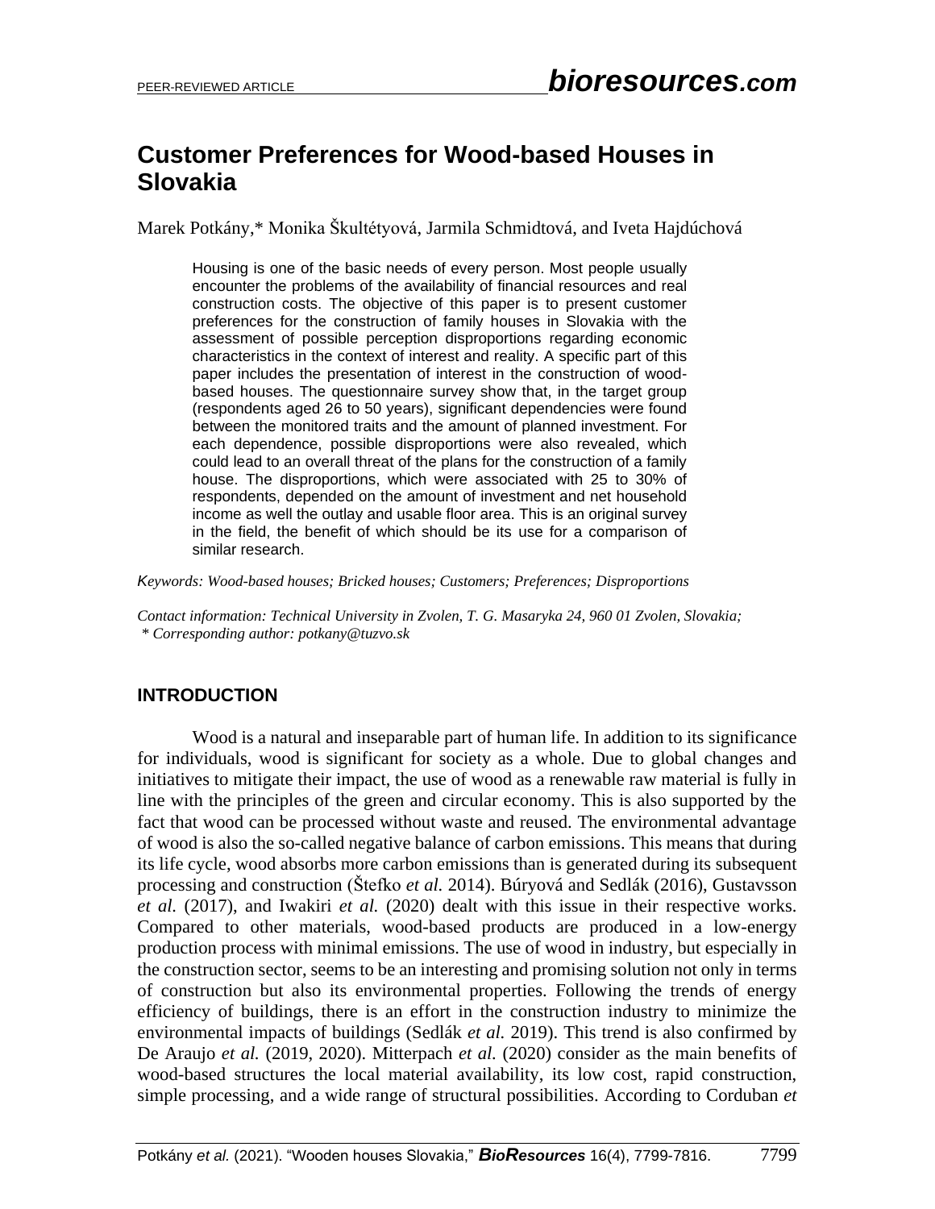# Customer Preferences for Wood-based Houses in Slovakia

Marek Potkány,* Monika Škultétyová, Jarmila Schmidtová, and Iveta Hajdúchová

Housing is one of the basic needs of every person. Most people usually encounter the problems of the availability of financial resources and real construction costs. The objective of this paper is to present customer preferences for the construction of family houses in Slovakia with the assessment of possible perception disproportions regarding economic characteristics in the context of interest and reality. A specific part of this paper includes the presentation of interest in the construction of wood-based houses. The questionnaire survey show that, in the target group (respondents aged 26 to 50 years), significant dependencies were found between the monitored traits and the amount of planned investment. For each dependence, possible disproportions were also revealed, which could lead to an overall threat of the plans for the construction of a family house. The disproportions, which were associated with 25 to 30% of respondents, depended on the amount of investment and net household income as well the outlay and usable floor area. This is an original survey in the field, the benefit of which should be its use for a comparison of similar research.

*Keywords: Wood-based houses; Bricked houses; Customers; Preferences; Disproportions*

*Contact information: Technical University in Zvolen, T. G. Masaryka 24, 960 01 Zvolen, Slovakia;*
*\* Corresponding author: potkany@tuzvo.sk*

## INTRODUCTION

Wood is a natural and inseparable part of human life. In addition to its significance for individuals, wood is significant for society as a whole. Due to global changes and initiatives to mitigate their impact, the use of wood as a renewable raw material is fully in line with the principles of the green and circular economy. This is also supported by the fact that wood can be processed without waste and reused. The environmental advantage of wood is also the so-called negative balance of carbon emissions. This means that during its life cycle, wood absorbs more carbon emissions than is generated during its subsequent processing and construction (Štefko *et al.* 2014). Búryová and Sedlák (2016), Gustavsson *et al.* (2017), and Iwakiri *et al.* (2020) dealt with this issue in their respective works. Compared to other materials, wood-based products are produced in a low-energy production process with minimal emissions. The use of wood in industry, but especially in the construction sector, seems to be an interesting and promising solution not only in terms of construction but also its environmental properties. Following the trends of energy efficiency of buildings, there is an effort in the construction industry to minimize the environmental impacts of buildings (Sedlák *et al.* 2019). This trend is also confirmed by De Araujo *et al.* (2019, 2020). Mitterpach *et al.* (2020) consider as the main benefits of wood-based structures the local material availability, its low cost, rapid construction, simple processing, and a wide range of structural possibilities. According to Corduban *et*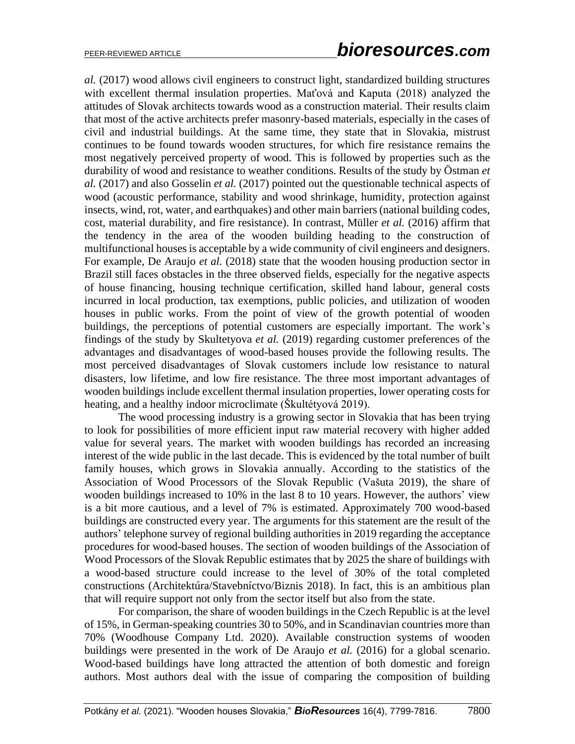*al.* (2017) wood allows civil engineers to construct light, standardized building structures with excellent thermal insulation properties. Maťová and Kaputa (2018) analyzed the attitudes of Slovak architects towards wood as a construction material. Their results claim that most of the active architects prefer masonry-based materials, especially in the cases of civil and industrial buildings. At the same time, they state that in Slovakia, mistrust continues to be found towards wooden structures, for which fire resistance remains the most negatively perceived property of wood. This is followed by properties such as the durability of wood and resistance to weather conditions. Results of the study by Östman *et al.* (2017) and also Gosselin *et al.* (2017) pointed out the questionable technical aspects of wood (acoustic performance, stability and wood shrinkage, humidity, protection against insects, wind, rot, water, and earthquakes) and other main barriers (national building codes, cost, material durability, and fire resistance). In contrast, Müller *et al.* (2016) affirm that the tendency in the area of the wooden building heading to the construction of multifunctional houses is acceptable by a wide community of civil engineers and designers. For example, De Araujo *et al.* (2018) state that the wooden housing production sector in Brazil still faces obstacles in the three observed fields, especially for the negative aspects of house financing, housing technique certification, skilled hand labour, general costs incurred in local production, tax exemptions, public policies, and utilization of wooden houses in public works. From the point of view of the growth potential of wooden buildings, the perceptions of potential customers are especially important. The work's findings of the study by Skultetyova *et al.* (2019) regarding customer preferences of the advantages and disadvantages of wood-based houses provide the following results. The most perceived disadvantages of Slovak customers include low resistance to natural disasters, low lifetime, and low fire resistance. The three most important advantages of wooden buildings include excellent thermal insulation properties, lower operating costs for heating, and a healthy indoor microclimate (Škultétyová 2019).

The wood processing industry is a growing sector in Slovakia that has been trying to look for possibilities of more efficient input raw material recovery with higher added value for several years. The market with wooden buildings has recorded an increasing interest of the wide public in the last decade. This is evidenced by the total number of built family houses, which grows in Slovakia annually. According to the statistics of the Association of Wood Processors of the Slovak Republic (Vašuta 2019), the share of wooden buildings increased to 10% in the last 8 to 10 years. However, the authors' view is a bit more cautious, and a level of 7% is estimated. Approximately 700 wood-based buildings are constructed every year. The arguments for this statement are the result of the authors' telephone survey of regional building authorities in 2019 regarding the acceptance procedures for wood-based houses. The section of wooden buildings of the Association of Wood Processors of the Slovak Republic estimates that by 2025 the share of buildings with a wood-based structure could increase to the level of 30% of the total completed constructions (Architektúra/Stavebníctvo/Biznis 2018). In fact, this is an ambitious plan that will require support not only from the sector itself but also from the state.

For comparison, the share of wooden buildings in the Czech Republic is at the level of 15%, in German-speaking countries 30 to 50%, and in Scandinavian countries more than 70% (Woodhouse Company Ltd. 2020). Available construction systems of wooden buildings were presented in the work of De Araujo *et al.* (2016) for a global scenario. Wood-based buildings have long attracted the attention of both domestic and foreign authors. Most authors deal with the issue of comparing the composition of building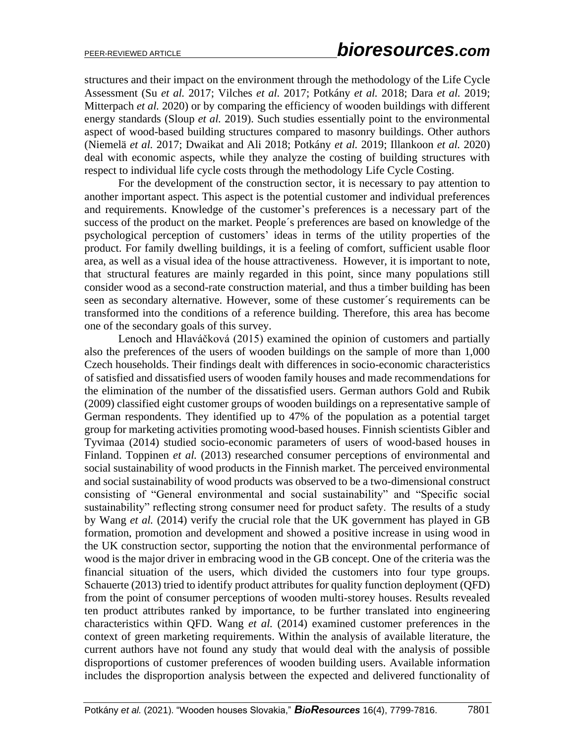structures and their impact on the environment through the methodology of the Life Cycle Assessment (Su *et al.* 2017; Vilches *et al.* 2017; Potkány *et al.* 2018; Dara *et al.* 2019; Mitterpach *et al.* 2020) or by comparing the efficiency of wooden buildings with different energy standards (Sloup *et al.* 2019). Such studies essentially point to the environmental aspect of wood-based building structures compared to masonry buildings. Other authors (Niemelä *et al.* 2017; Dwaikat and Ali 2018; Potkány *et al.* 2019; Illankoon *et al.* 2020) deal with economic aspects, while they analyze the costing of building structures with respect to individual life cycle costs through the methodology Life Cycle Costing.

For the development of the construction sector, it is necessary to pay attention to another important aspect. This aspect is the potential customer and individual preferences and requirements. Knowledge of the customer's preferences is a necessary part of the success of the product on the market. People´s preferences are based on knowledge of the psychological perception of customers' ideas in terms of the utility properties of the product. For family dwelling buildings, it is a feeling of comfort, sufficient usable floor area, as well as a visual idea of the house attractiveness. However, it is important to note, that structural features are mainly regarded in this point, since many populations still consider wood as a second-rate construction material, and thus a timber building has been seen as secondary alternative. However, some of these customer´s requirements can be transformed into the conditions of a reference building. Therefore, this area has become one of the secondary goals of this survey.

Lenoch and Hlaváčková (2015) examined the opinion of customers and partially also the preferences of the users of wooden buildings on the sample of more than 1,000 Czech households. Their findings dealt with differences in socio-economic characteristics of satisfied and dissatisfied users of wooden family houses and made recommendations for the elimination of the number of the dissatisfied users. German authors Gold and Rubik (2009) classified eight customer groups of wooden buildings on a representative sample of German respondents. They identified up to 47% of the population as a potential target group for marketing activities promoting wood-based houses. Finnish scientists Gibler and Tyvimaa (2014) studied socio-economic parameters of users of wood-based houses in Finland. Toppinen *et al.* (2013) researched consumer perceptions of environmental and social sustainability of wood products in the Finnish market. The perceived environmental and social sustainability of wood products was observed to be a two-dimensional construct consisting of "General environmental and social sustainability" and "Specific social sustainability" reflecting strong consumer need for product safety. The results of a study by Wang *et al.* (2014) verify the crucial role that the UK government has played in GB formation, promotion and development and showed a positive increase in using wood in the UK construction sector, supporting the notion that the environmental performance of wood is the major driver in embracing wood in the GB concept. One of the criteria was the financial situation of the users, which divided the customers into four type groups. Schauerte (2013) tried to identify product attributes for quality function deployment (QFD) from the point of consumer perceptions of wooden multi-storey houses. Results revealed ten product attributes ranked by importance, to be further translated into engineering characteristics within QFD. Wang *et al.* (2014) examined customer preferences in the context of green marketing requirements. Within the analysis of available literature, the current authors have not found any study that would deal with the analysis of possible disproportions of customer preferences of wooden building users. Available information includes the disproportion analysis between the expected and delivered functionality of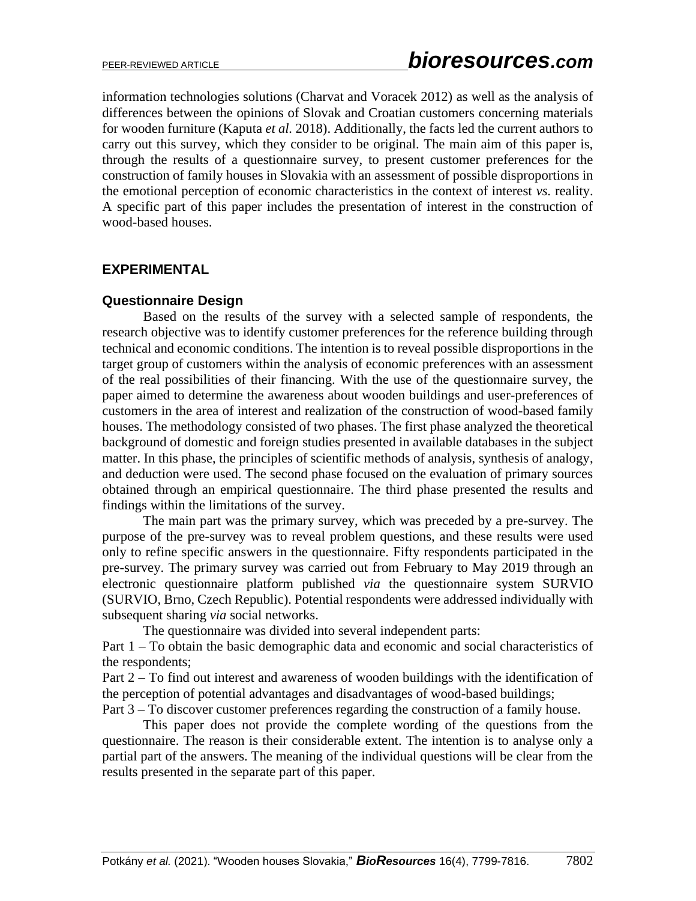information technologies solutions (Charvat and Voracek 2012) as well as the analysis of differences between the opinions of Slovak and Croatian customers concerning materials for wooden furniture (Kaputa *et al*. 2018). Additionally, the facts led the current authors to carry out this survey, which they consider to be original. The main aim of this paper is, through the results of a questionnaire survey, to present customer preferences for the construction of family houses in Slovakia with an assessment of possible disproportions in the emotional perception of economic characteristics in the context of interest *vs.* reality. A specific part of this paper includes the presentation of interest in the construction of wood-based houses.

## EXPERIMENTAL

### Questionnaire Design

Based on the results of the survey with a selected sample of respondents, the research objective was to identify customer preferences for the reference building through technical and economic conditions. The intention is to reveal possible disproportions in the target group of customers within the analysis of economic preferences with an assessment of the real possibilities of their financing. With the use of the questionnaire survey, the paper aimed to determine the awareness about wooden buildings and user-preferences of customers in the area of interest and realization of the construction of wood-based family houses. The methodology consisted of two phases. The first phase analyzed the theoretical background of domestic and foreign studies presented in available databases in the subject matter. In this phase, the principles of scientific methods of analysis, synthesis of analogy, and deduction were used. The second phase focused on the evaluation of primary sources obtained through an empirical questionnaire. The third phase presented the results and findings within the limitations of the survey.

The main part was the primary survey, which was preceded by a pre-survey. The purpose of the pre-survey was to reveal problem questions, and these results were used only to refine specific answers in the questionnaire. Fifty respondents participated in the pre-survey. The primary survey was carried out from February to May 2019 through an electronic questionnaire platform published *via* the questionnaire system SURVIO (SURVIO, Brno, Czech Republic). Potential respondents were addressed individually with subsequent sharing *via* social networks.

The questionnaire was divided into several independent parts:

Part 1 – To obtain the basic demographic data and economic and social characteristics of the respondents;

Part 2 – To find out interest and awareness of wooden buildings with the identification of the perception of potential advantages and disadvantages of wood-based buildings;

Part 3 – To discover customer preferences regarding the construction of a family house.

This paper does not provide the complete wording of the questions from the questionnaire. The reason is their considerable extent. The intention is to analyse only a partial part of the answers. The meaning of the individual questions will be clear from the results presented in the separate part of this paper.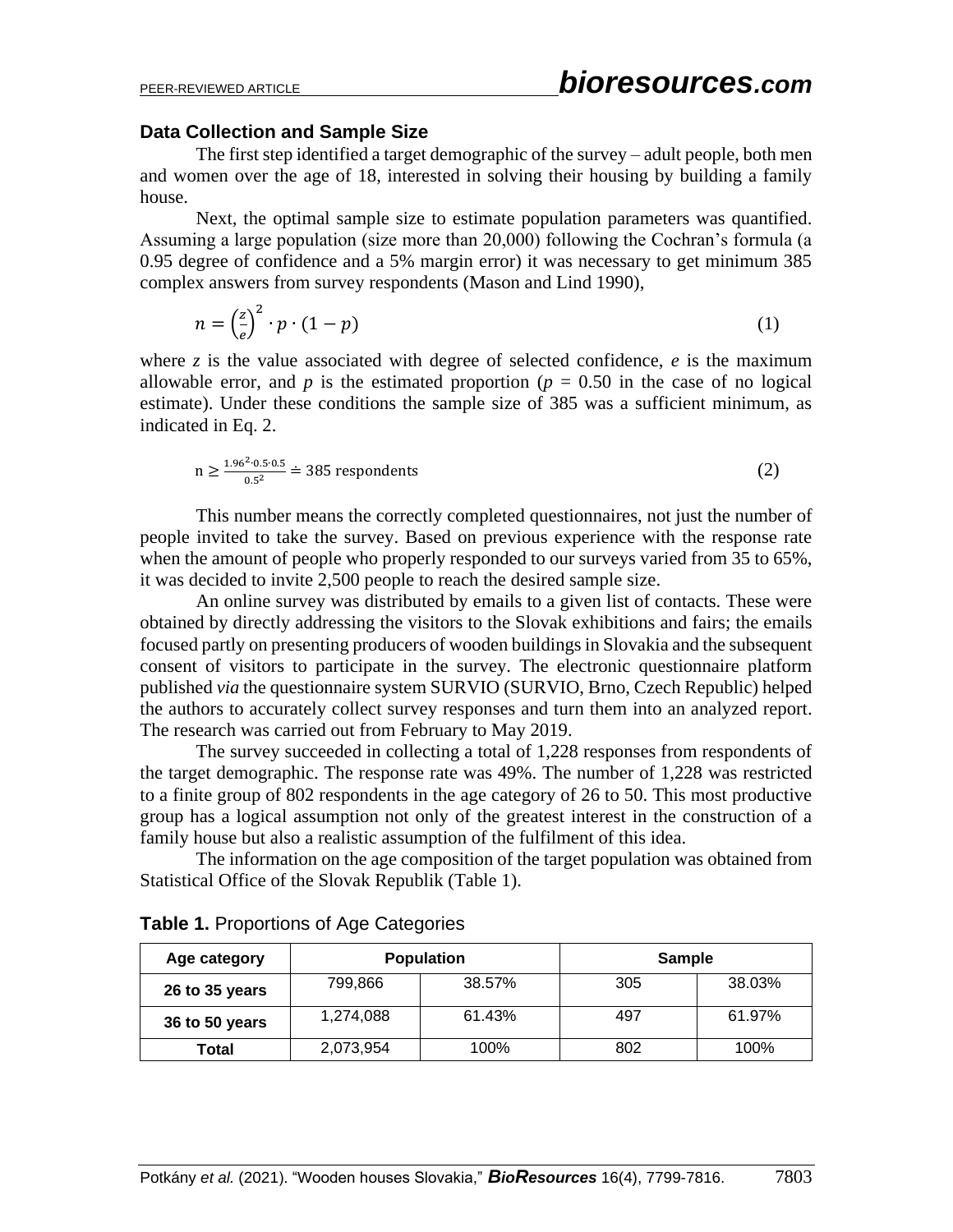### Data Collection and Sample Size

The first step identified a target demographic of the survey – adult people, both men and women over the age of 18, interested in solving their housing by building a family house.

Next, the optimal sample size to estimate population parameters was quantified. Assuming a large population (size more than 20,000) following the Cochran's formula (a 0.95 degree of confidence and a 5% margin error) it was necessary to get minimum 385 complex answers from survey respondents (Mason and Lind 1990),

$$n = \left(\frac{z}{e}\right)^2 \cdot p \cdot (1 - p) \tag{1}$$

where $z$ is the value associated with degree of selected confidence, $e$ is the maximum allowable error, and $p$ is the estimated proportion ($p$ = 0.50 in the case of no logical estimate). Under these conditions the sample size of 385 was a sufficient minimum, as indicated in Eq. 2.

$$\text{n} \geq \frac{1.96^2 \cdot 0.5 \cdot 0.5}{0.5^2} \doteq 385 \text{ respondents} \tag{2}$$

This number means the correctly completed questionnaires, not just the number of people invited to take the survey. Based on previous experience with the response rate when the amount of people who properly responded to our surveys varied from 35 to 65%, it was decided to invite 2,500 people to reach the desired sample size.

An online survey was distributed by emails to a given list of contacts. These were obtained by directly addressing the visitors to the Slovak exhibitions and fairs; the emails focused partly on presenting producers of wooden buildings in Slovakia and the subsequent consent of visitors to participate in the survey. The electronic questionnaire platform published *via* the questionnaire system SURVIO (SURVIO, Brno, Czech Republic) helped the authors to accurately collect survey responses and turn them into an analyzed report. The research was carried out from February to May 2019.

The survey succeeded in collecting a total of 1,228 responses from respondents of the target demographic. The response rate was 49%. The number of 1,228 was restricted to a finite group of 802 respondents in the age category of 26 to 50. This most productive group has a logical assumption not only of the greatest interest in the construction of a family house but also a realistic assumption of the fulfilment of this idea.

The information on the age composition of the target population was obtained from Statistical Office of the Slovak Republik (Table 1).

**Table 1.** Proportions of Age Categories

| Age category | Population | | Sample | |
|---|---|---|---|---|
| **26 to 35 years** | 799,866 | 38.57% | 305 | 38.03% |
| **36 to 50 years** | 1,274,088 | 61.43% | 497 | 61.97% |
| **Total** | 2,073,954 | 100% | 802 | 100% |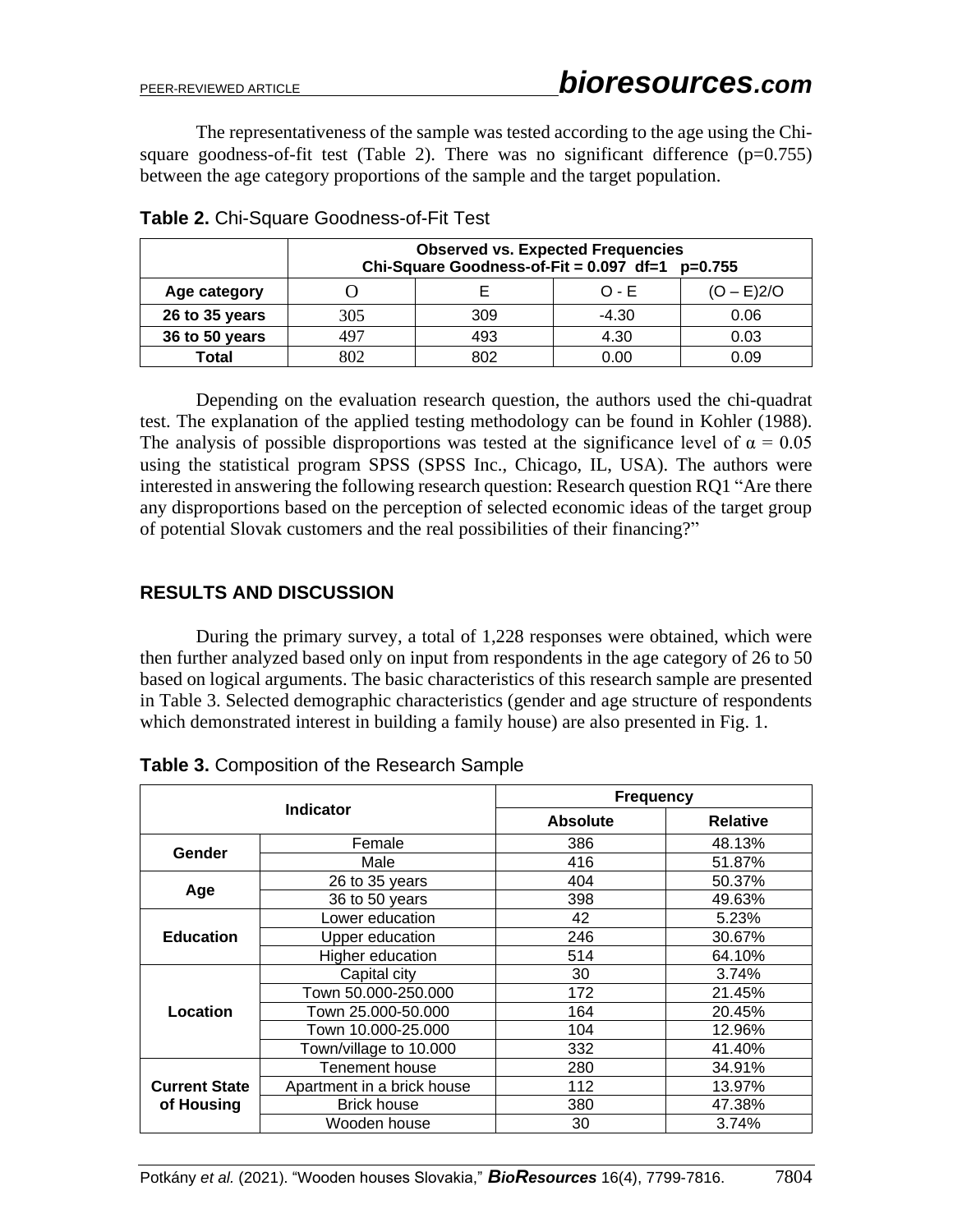The representativeness of the sample was tested according to the age using the Chi-square goodness-of-fit test (Table 2). There was no significant difference (p=0.755) between the age category proportions of the sample and the target population.

**Table 2.** Chi-Square Goodness-of-Fit Test

| | **Observed vs. Expected Frequencies Chi-Square Goodness-of-Fit = 0.097 df=1 p=0.755** | | | |
|---|---|---|---|---|
| **Age category** | O | E | O - E | (O – E)2/O |
| **26 to 35 years** | 305 | 309 | -4.30 | 0.06 |
| **36 to 50 years** | 497 | 493 | 4.30 | 0.03 |
| **Total** | 802 | 802 | 0.00 | 0.09 |

Depending on the evaluation research question, the authors used the chi-quadrat test. The explanation of the applied testing methodology can be found in Kohler (1988). The analysis of possible disproportions was tested at the significance level of $\alpha = 0.05$ using the statistical program SPSS (SPSS Inc., Chicago, IL, USA). The authors were interested in answering the following research question: Research question RQ1 "Are there any disproportions based on the perception of selected economic ideas of the target group of potential Slovak customers and the real possibilities of their financing?"

## RESULTS AND DISCUSSION

During the primary survey, a total of 1,228 responses were obtained, which were then further analyzed based only on input from respondents in the age category of 26 to 50 based on logical arguments. The basic characteristics of this research sample are presented in Table 3. Selected demographic characteristics (gender and age structure of respondents which demonstrated interest in building a family house) are also presented in Fig. 1.

**Table 3.** Composition of the Research Sample

| **Indicator** | | **Frequency** | |
|---|---|---|---|
| | | **Absolute** | **Relative** |
| **Gender** | Female | 386 | 48.13% |
| | Male | 416 | 51.87% |
| **Age** | 26 to 35 years | 404 | 50.37% |
| | 36 to 50 years | 398 | 49.63% |
| **Education** | Lower education | 42 | 5.23% |
| | Upper education | 246 | 30.67% |
| | Higher education | 514 | 64.10% |
| **Location** | Capital city | 30 | 3.74% |
| | Town 50.000-250.000 | 172 | 21.45% |
| | Town 25.000-50.000 | 164 | 20.45% |
| | Town 10.000-25.000 | 104 | 12.96% |
| | Town/village to 10.000 | 332 | 41.40% |
| **Current State of Housing** | Tenement house | 280 | 34.91% |
| | Apartment in a brick house | 112 | 13.97% |
| | Brick house | 380 | 47.38% |
| | Wooden house | 30 | 3.74% |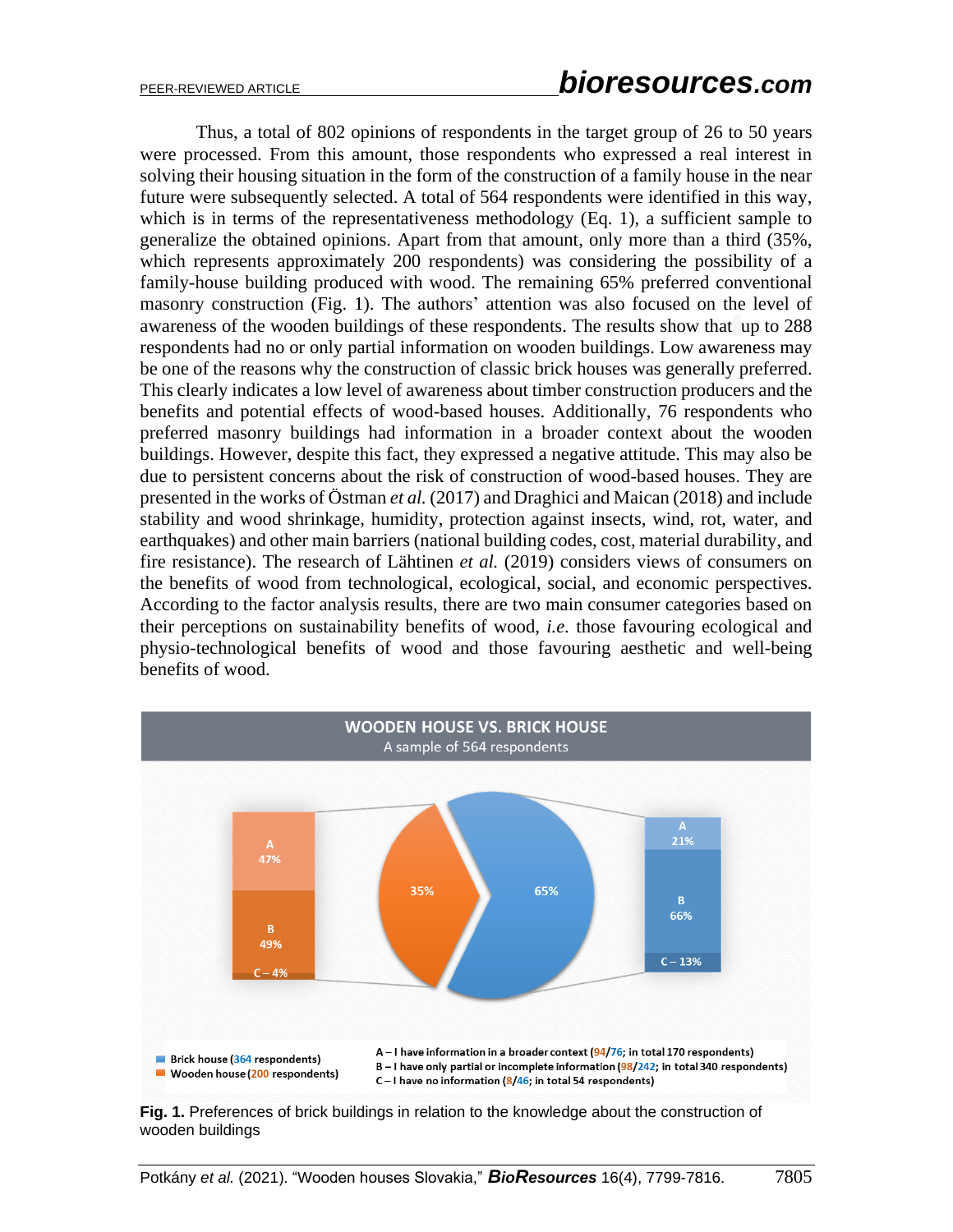Thus, a total of 802 opinions of respondents in the target group of 26 to 50 years were processed. From this amount, those respondents who expressed a real interest in solving their housing situation in the form of the construction of a family house in the near future were subsequently selected. A total of 564 respondents were identified in this way, which is in terms of the representativeness methodology (Eq. 1), a sufficient sample to generalize the obtained opinions. Apart from that amount, only more than a third (35%, which represents approximately 200 respondents) was considering the possibility of a family-house building produced with wood. The remaining 65% preferred conventional masonry construction (Fig. 1). The authors' attention was also focused on the level of awareness of the wooden buildings of these respondents. The results show that up to 288 respondents had no or only partial information on wooden buildings. Low awareness may be one of the reasons why the construction of classic brick houses was generally preferred. This clearly indicates a low level of awareness about timber construction producers and the benefits and potential effects of wood-based houses. Additionally, 76 respondents who preferred masonry buildings had information in a broader context about the wooden buildings. However, despite this fact, they expressed a negative attitude. This may also be due to persistent concerns about the risk of construction of wood-based houses. They are presented in the works of Östman *et al.* (2017) and Draghici and Maican (2018) and include stability and wood shrinkage, humidity, protection against insects, wind, rot, water, and earthquakes) and other main barriers (national building codes, cost, material durability, and fire resistance). The research of Lähtinen *et al.* (2019) considers views of consumers on the benefits of wood from technological, ecological, social, and economic perspectives. According to the factor analysis results, there are two main consumer categories based on their perceptions on sustainability benefits of wood, *i.e.* those favouring ecological and physio-technological benefits of wood and those favouring aesthetic and well-being benefits of wood.

**WOODEN HOUSE VS. BRICK HOUSE**
A sample of 564 respondents

Wooden house (35%): A – 47%; B – 49%; C – 4%
Brick house (65%): A – 21%; B – 66%; C – 13%

- Brick house (364 respondents)
- Wooden house (200 respondents)

A – I have information in a broader context (94/76; in total 170 respondents)
B – I have only partial or incomplete information (98/242; in total 340 respondents)
C – I have no information (8/46; in total 54 respondents)

**Fig. 1.** Preferences of brick buildings in relation to the knowledge about the construction of wooden buildings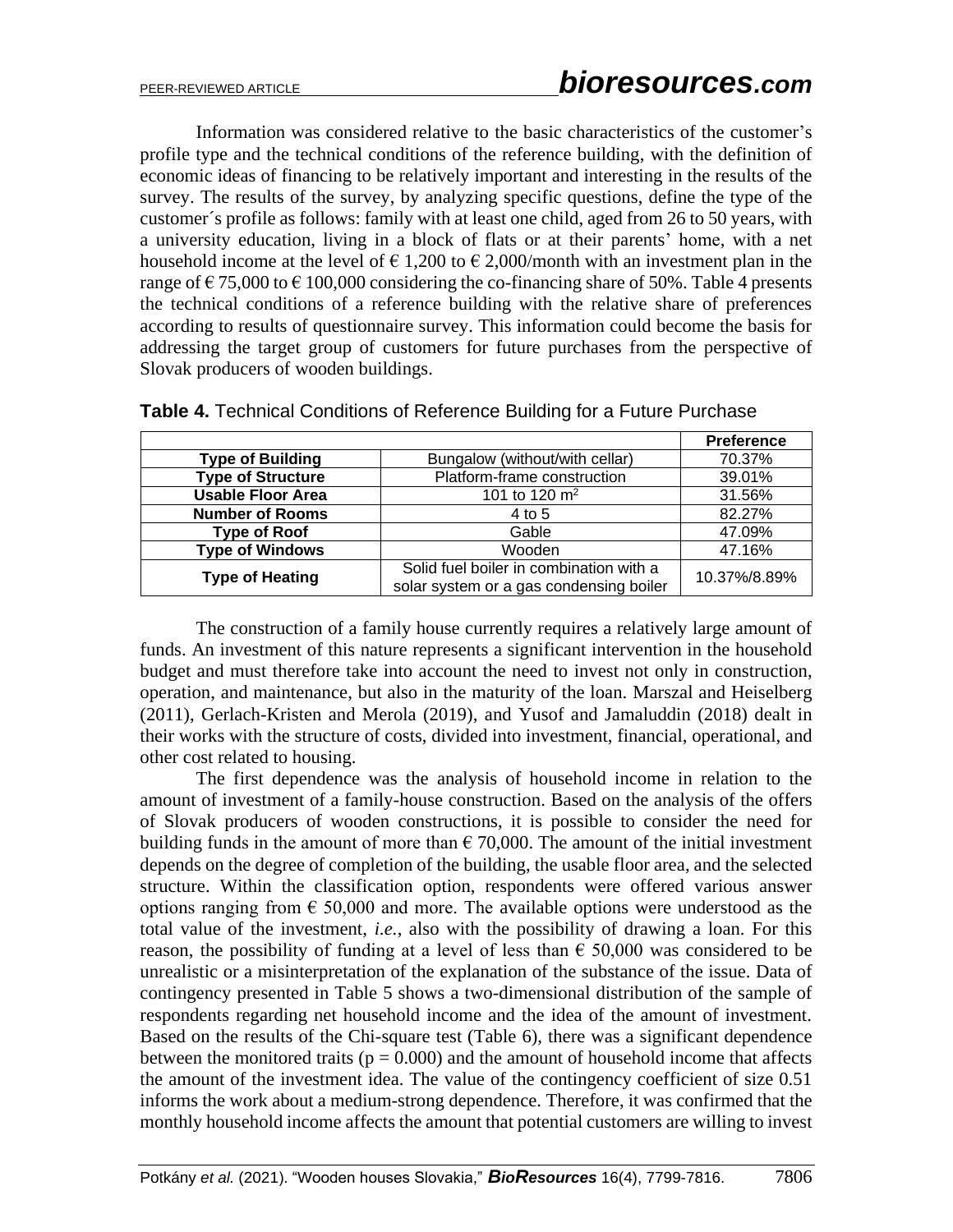Information was considered relative to the basic characteristics of the customer's profile type and the technical conditions of the reference building, with the definition of economic ideas of financing to be relatively important and interesting in the results of the survey. The results of the survey, by analyzing specific questions, define the type of the customer´s profile as follows: family with at least one child, aged from 26 to 50 years, with a university education, living in a block of flats or at their parents' home, with a net household income at the level of € 1,200 to € 2,000/month with an investment plan in the range of € 75,000 to € 100,000 considering the co-financing share of 50%. Table 4 presents the technical conditions of a reference building with the relative share of preferences according to results of questionnaire survey. This information could become the basis for addressing the target group of customers for future purchases from the perspective of Slovak producers of wooden buildings.

**Table 4.** Technical Conditions of Reference Building for a Future Purchase

| | | **Preference** |
|---|---|---|
| **Type of Building** | Bungalow (without/with cellar) | 70.37% |
| **Type of Structure** | Platform-frame construction | 39.01% |
| **Usable Floor Area** | 101 to 120 m$^2$ | 31.56% |
| **Number of Rooms** | 4 to 5 | 82.27% |
| **Type of Roof** | Gable | 47.09% |
| **Type of Windows** | Wooden | 47.16% |
| **Type of Heating** | Solid fuel boiler in combination with a solar system or a gas condensing boiler | 10.37%/8.89% |

The construction of a family house currently requires a relatively large amount of funds. An investment of this nature represents a significant intervention in the household budget and must therefore take into account the need to invest not only in construction, operation, and maintenance, but also in the maturity of the loan. Marszal and Heiselberg (2011), Gerlach-Kristen and Merola (2019), and Yusof and Jamaluddin (2018) dealt in their works with the structure of costs, divided into investment, financial, operational, and other cost related to housing.

The first dependence was the analysis of household income in relation to the amount of investment of a family-house construction. Based on the analysis of the offers of Slovak producers of wooden constructions, it is possible to consider the need for building funds in the amount of more than € 70,000. The amount of the initial investment depends on the degree of completion of the building, the usable floor area, and the selected structure. Within the classification option, respondents were offered various answer options ranging from € 50,000 and more. The available options were understood as the total value of the investment, *i.e.*, also with the possibility of drawing a loan. For this reason, the possibility of funding at a level of less than € 50,000 was considered to be unrealistic or a misinterpretation of the explanation of the substance of the issue. Data of contingency presented in Table 5 shows a two-dimensional distribution of the sample of respondents regarding net household income and the idea of the amount of investment. Based on the results of the Chi-square test (Table 6), there was a significant dependence between the monitored traits ($p = 0.000$) and the amount of household income that affects the amount of the investment idea. The value of the contingency coefficient of size 0.51 informs the work about a medium-strong dependence. Therefore, it was confirmed that the monthly household income affects the amount that potential customers are willing to invest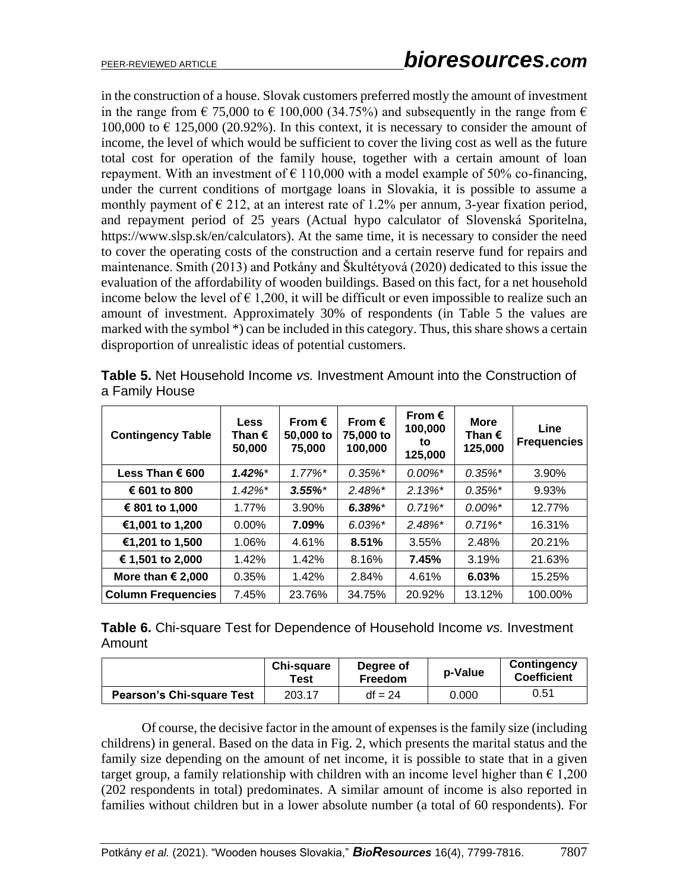in the construction of a house. Slovak customers preferred mostly the amount of investment in the range from € 75,000 to € 100,000 (34.75%) and subsequently in the range from € 100,000 to € 125,000 (20.92%). In this context, it is necessary to consider the amount of income, the level of which would be sufficient to cover the living cost as well as the future total cost for operation of the family house, together with a certain amount of loan repayment. With an investment of € 110,000 with a model example of 50% co-financing, under the current conditions of mortgage loans in Slovakia, it is possible to assume a monthly payment of € 212, at an interest rate of 1.2% per annum, 3-year fixation period, and repayment period of 25 years (Actual hypo calculator of Slovenská Sporitelna, https://www.slsp.sk/en/calculators). At the same time, it is necessary to consider the need to cover the operating costs of the construction and a certain reserve fund for repairs and maintenance. Smith (2013) and Potkány and Škultétyová (2020) dedicated to this issue the evaluation of the affordability of wooden buildings. Based on this fact, for a net household income below the level of € 1,200, it will be difficult or even impossible to realize such an amount of investment. Approximately 30% of respondents (in Table 5 the values are marked with the symbol *) can be included in this category. Thus, this share shows a certain disproportion of unrealistic ideas of potential customers.

**Table 5.** Net Household Income *vs.* Investment Amount into the Construction of a Family House

| Contingency Table | Less Than € 50,000 | From € 50,000 to 75,000 | From € 75,000 to 100,000 | From € 100,000 to 125,000 | More Than € 125,000 | Line Frequencies |
|---|---|---|---|---|---|---|
| **Less Than € 600** | ***1.42%**** | *1.77%** | *0.35%** | *0.00%** | *0.35%** | 3.90% |
| **€ 601 to 800** | *1.42%** | ***3.55%**** | *2.48%** | *2.13%** | *0.35%** | 9.93% |
| **€ 801 to 1,000** | 1.77% | 3.90% | ***6.38%**** | *0.71%** | *0.00%** | 12.77% |
| **€1,001 to 1,200** | 0.00% | **7.09%** | *6.03%** | *2.48%** | *0.71%** | 16.31% |
| **€1,201 to 1,500** | 1.06% | 4.61% | **8.51%** | 3.55% | 2.48% | 20.21% |
| **€ 1,501 to 2,000** | 1.42% | 1.42% | 8.16% | **7.45%** | 3.19% | 21.63% |
| **More than € 2,000** | 0.35% | 1.42% | 2.84% | 4.61% | **6.03%** | 15.25% |
| **Column Frequencies** | 7.45% | 23.76% | 34.75% | 20.92% | 13.12% | 100.00% |

**Table 6.** Chi-square Test for Dependence of Household Income *vs.* Investment Amount

| | Chi-square Test | Degree of Freedom | p-Value | Contingency Coefficient |
|---|---|---|---|---|
| **Pearson's Chi-square Test** | 203.17 | df = 24 | 0.000 | 0.51 |

Of course, the decisive factor in the amount of expenses is the family size (including childrens) in general. Based on the data in Fig. 2, which presents the marital status and the family size depending on the amount of net income, it is possible to state that in a given target group, a family relationship with children with an income level higher than € 1,200 (202 respondents in total) predominates. A similar amount of income is also reported in families without children but in a lower absolute number (a total of 60 respondents). For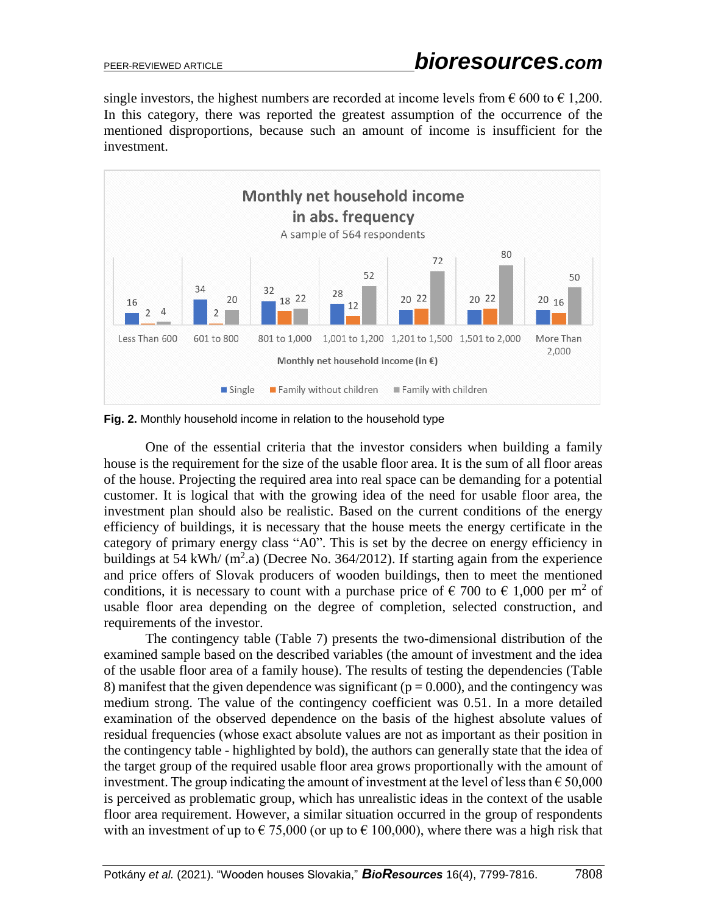single investors, the highest numbers are recorded at income levels from € 600 to € 1,200. In this category, there was reported the greatest assumption of the occurrence of the mentioned disproportions, because such an amount of income is insufficient for the investment.

**Fig. 2.** Monthly household income in relation to the household type

One of the essential criteria that the investor considers when building a family house is the requirement for the size of the usable floor area. It is the sum of all floor areas of the house. Projecting the required area into real space can be demanding for a potential customer. It is logical that with the growing idea of the need for usable floor area, the investment plan should also be realistic. Based on the current conditions of the energy efficiency of buildings, it is necessary that the house meets the energy certificate in the category of primary energy class "A0". This is set by the decree on energy efficiency in buildings at 54 kWh/ ($m^2$.a) (Decree No. 364/2012). If starting again from the experience and price offers of Slovak producers of wooden buildings, then to meet the mentioned conditions, it is necessary to count with a purchase price of € 700 to € 1,000 per $m^2$ of usable floor area depending on the degree of completion, selected construction, and requirements of the investor.

The contingency table (Table 7) presents the two-dimensional distribution of the examined sample based on the described variables (the amount of investment and the idea of the usable floor area of a family house). The results of testing the dependencies (Table 8) manifest that the given dependence was significant ($p = 0.000$), and the contingency was medium strong. The value of the contingency coefficient was 0.51. In a more detailed examination of the observed dependence on the basis of the highest absolute values of residual frequencies (whose exact absolute values are not as important as their position in the contingency table - highlighted by bold), the authors can generally state that the idea of the target group of the required usable floor area grows proportionally with the amount of investment. The group indicating the amount of investment at the level of less than € 50,000 is perceived as problematic group, which has unrealistic ideas in the context of the usable floor area requirement. However, a similar situation occurred in the group of respondents with an investment of up to € 75,000 (or up to € 100,000), where there was a high risk that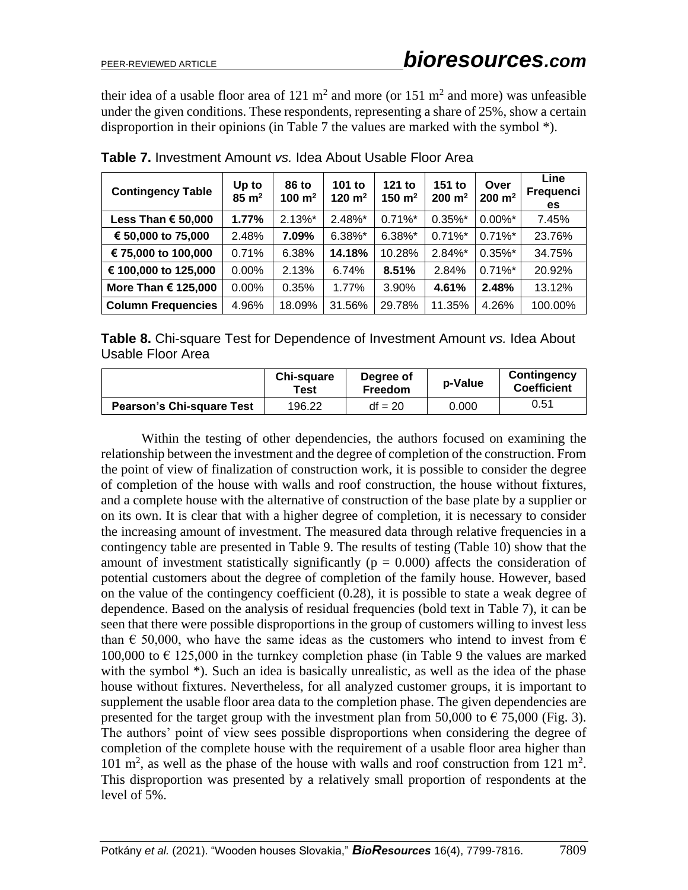their idea of a usable floor area of 121 m$^2$ and more (or 151 m$^2$ and more) was unfeasible under the given conditions. These respondents, representing a share of 25%, show a certain disproportion in their opinions (in Table 7 the values are marked with the symbol *).

**Table 7.** Investment Amount *vs.* Idea About Usable Floor Area

| Contingency Table | Up to 85 m$^2$ | 86 to 100 m$^2$ | 101 to 120 m$^2$ | 121 to 150 m$^2$ | 151 to 200 m$^2$ | Over 200 m$^2$ | Line Frequencies |
|---|---|---|---|---|---|---|---|
| **Less Than € 50,000** | **1.77%** | 2.13%* | 2.48%* | 0.71%* | 0.35%* | 0.00%* | 7.45% |
| **€ 50,000 to 75,000** | 2.48% | **7.09%** | 6.38%* | 6.38%* | 0.71%* | 0.71%* | 23.76% |
| **€ 75,000 to 100,000** | 0.71% | 6.38% | **14.18%** | 10.28% | 2.84%* | 0.35%* | 34.75% |
| **€ 100,000 to 125,000** | 0.00% | 2.13% | 6.74% | **8.51%** | 2.84% | 0.71%* | 20.92% |
| **More Than € 125,000** | 0.00% | 0.35% | 1.77% | 3.90% | **4.61%** | **2.48%** | 13.12% |
| **Column Frequencies** | 4.96% | 18.09% | 31.56% | 29.78% | 11.35% | 4.26% | 100.00% |

**Table 8.** Chi-square Test for Dependence of Investment Amount *vs.* Idea About Usable Floor Area

| | Chi-square Test | Degree of Freedom | p-Value | Contingency Coefficient |
|---|---|---|---|---|
| **Pearson's Chi-square Test** | 196.22 | df = 20 | 0.000 | 0.51 |

Within the testing of other dependencies, the authors focused on examining the relationship between the investment and the degree of completion of the construction. From the point of view of finalization of construction work, it is possible to consider the degree of completion of the house with walls and roof construction, the house without fixtures, and a complete house with the alternative of construction of the base plate by a supplier or on its own. It is clear that with a higher degree of completion, it is necessary to consider the increasing amount of investment. The measured data through relative frequencies in a contingency table are presented in Table 9. The results of testing (Table 10) show that the amount of investment statistically significantly ($p = 0.000$) affects the consideration of potential customers about the degree of completion of the family house. However, based on the value of the contingency coefficient (0.28), it is possible to state a weak degree of dependence. Based on the analysis of residual frequencies (bold text in Table 7), it can be seen that there were possible disproportions in the group of customers willing to invest less than € 50,000, who have the same ideas as the customers who intend to invest from € 100,000 to € 125,000 in the turnkey completion phase (in Table 9 the values are marked with the symbol *). Such an idea is basically unrealistic, as well as the idea of the phase house without fixtures. Nevertheless, for all analyzed customer groups, it is important to supplement the usable floor area data to the completion phase. The given dependencies are presented for the target group with the investment plan from 50,000 to € 75,000 (Fig. 3). The authors' point of view sees possible disproportions when considering the degree of completion of the complete house with the requirement of a usable floor area higher than 101 m$^2$, as well as the phase of the house with walls and roof construction from 121 m$^2$. This disproportion was presented by a relatively small proportion of respondents at the level of 5%.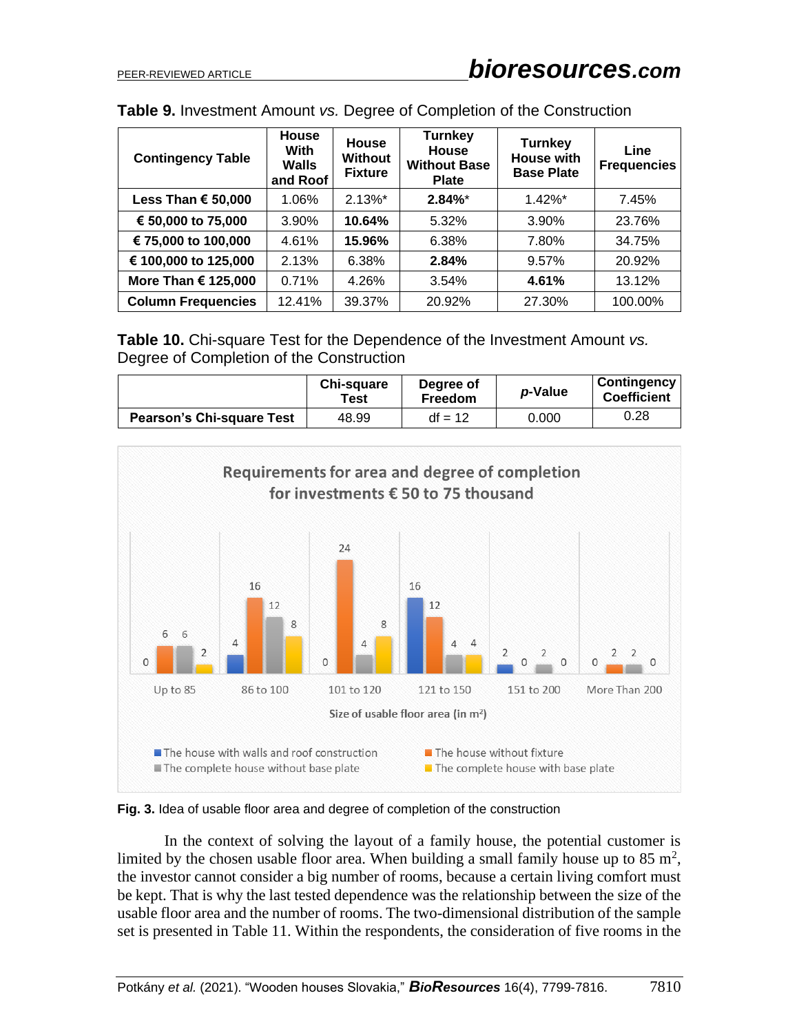**Table 9.** Investment Amount *vs.* Degree of Completion of the Construction

| Contingency Table | House With Walls and Roof | House Without Fixture | Turnkey House Without Base Plate | Turnkey House with Base Plate | Line Frequencies |
|---|---|---|---|---|---|
| **Less Than € 50,000** | 1.06% | 2.13%* | **2.84%*** | 1.42%* | 7.45% |
| **€ 50,000 to 75,000** | 3.90% | **10.64%** | 5.32% | 3.90% | 23.76% |
| **€ 75,000 to 100,000** | 4.61% | **15.96%** | 6.38% | 7.80% | 34.75% |
| **€ 100,000 to 125,000** | 2.13% | 6.38% | **2.84%** | 9.57% | 20.92% |
| **More Than € 125,000** | 0.71% | 4.26% | 3.54% | **4.61%** | 13.12% |
| **Column Frequencies** | 12.41% | 39.37% | 20.92% | 27.30% | 100.00% |

**Table 10.** Chi-square Test for the Dependence of the Investment Amount *vs.* Degree of Completion of the Construction

| | Chi-square Test | Degree of Freedom | *p*-Value | Contingency Coefficient |
|---|---|---|---|---|
| **Pearson's Chi-square Test** | 48.99 | df = 12 | 0.000 | 0.28 |

**Fig. 3.** Idea of usable floor area and degree of completion of the construction

In the context of solving the layout of a family house, the potential customer is limited by the chosen usable floor area. When building a small family house up to 85 $m^2$, the investor cannot consider a big number of rooms, because a certain living comfort must be kept. That is why the last tested dependence was the relationship between the size of the usable floor area and the number of rooms. The two-dimensional distribution of the sample set is presented in Table 11. Within the respondents, the consideration of five rooms in the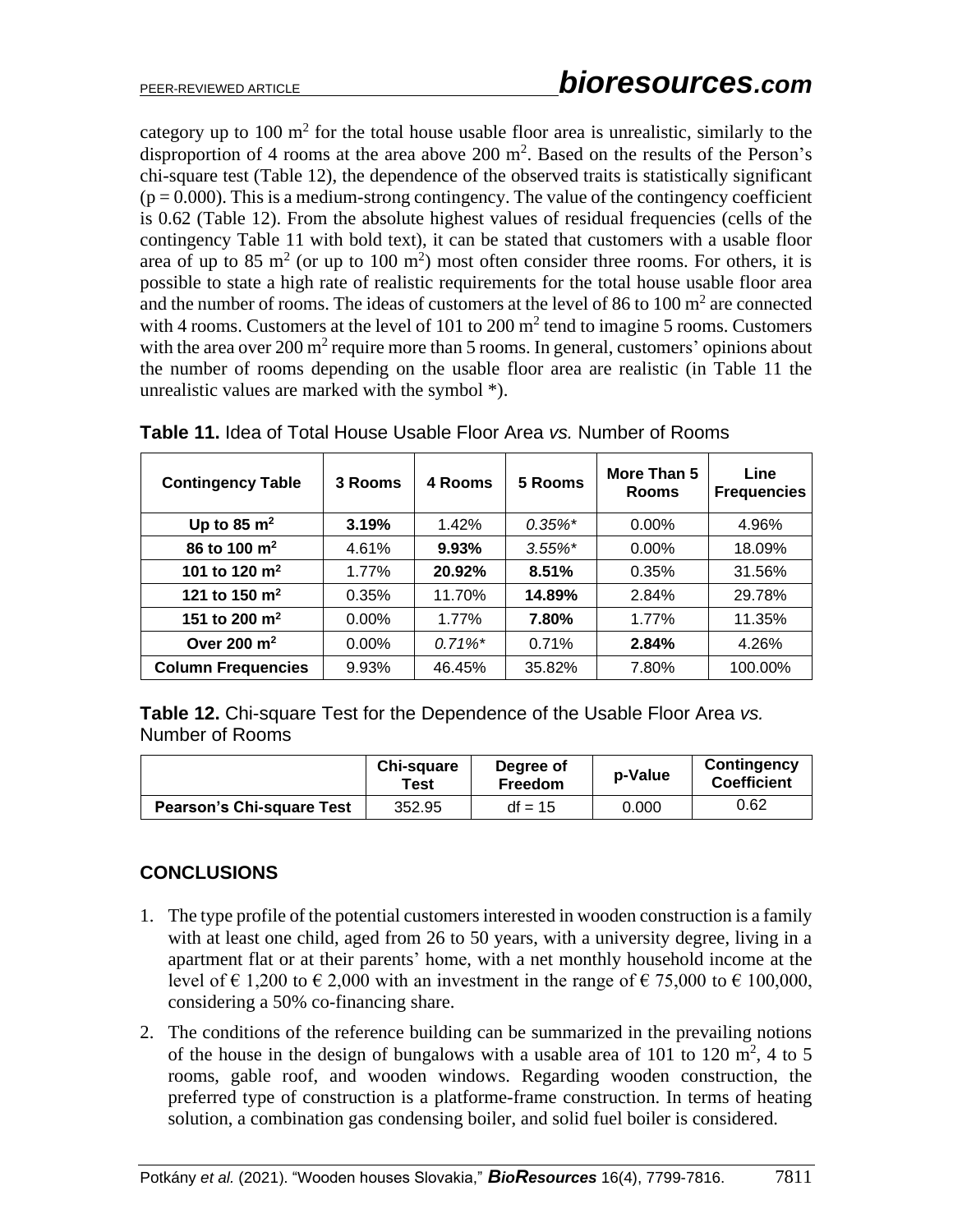category up to 100 m$^2$ for the total house usable floor area is unrealistic, similarly to the disproportion of 4 rooms at the area above 200 m$^2$. Based on the results of the Person's chi-square test (Table 12), the dependence of the observed traits is statistically significant ($p = 0.000$). This is a medium-strong contingency. The value of the contingency coefficient is 0.62 (Table 12). From the absolute highest values of residual frequencies (cells of the contingency Table 11 with bold text), it can be stated that customers with a usable floor area of up to 85 m$^2$ (or up to 100 m$^2$) most often consider three rooms. For others, it is possible to state a high rate of realistic requirements for the total house usable floor area and the number of rooms. The ideas of customers at the level of 86 to 100 m$^2$ are connected with 4 rooms. Customers at the level of 101 to 200 m$^2$ tend to imagine 5 rooms. Customers with the area over 200 m$^2$ require more than 5 rooms. In general, customers' opinions about the number of rooms depending on the usable floor area are realistic (in Table 11 the unrealistic values are marked with the symbol *).

**Table 11.** Idea of Total House Usable Floor Area *vs.* Number of Rooms

| Contingency Table | 3 Rooms | 4 Rooms | 5 Rooms | More Than 5 Rooms | Line Frequencies |
|---|---|---|---|---|---|
| **Up to 85 m$^2$** | **3.19%** | 1.42% | *0.35%** | 0.00% | 4.96% |
| **86 to 100 m$^2$** | 4.61% | **9.93%** | *3.55%** | 0.00% | 18.09% |
| **101 to 120 m$^2$** | 1.77% | **20.92%** | **8.51%** | 0.35% | 31.56% |
| **121 to 150 m$^2$** | 0.35% | 11.70% | **14.89%** | 2.84% | 29.78% |
| **151 to 200 m$^2$** | 0.00% | 1.77% | **7.80%** | 1.77% | 11.35% |
| **Over 200 m$^2$** | 0.00% | *0.71%** | 0.71% | **2.84%** | 4.26% |
| **Column Frequencies** | 9.93% | 46.45% | 35.82% | 7.80% | 100.00% |

**Table 12.** Chi-square Test for the Dependence of the Usable Floor Area *vs.* Number of Rooms

| | Chi-square Test | Degree of Freedom | p-Value | Contingency Coefficient |
|---|---|---|---|---|
| **Pearson's Chi-square Test** | 352.95 | df = 15 | 0.000 | 0.62 |

## CONCLUSIONS

1. The type profile of the potential customers interested in wooden construction is a family with at least one child, aged from 26 to 50 years, with a university degree, living in a apartment flat or at their parents' home, with a net monthly household income at the level of € 1,200 to € 2,000 with an investment in the range of € 75,000 to € 100,000, considering a 50% co-financing share.
2. The conditions of the reference building can be summarized in the prevailing notions of the house in the design of bungalows with a usable area of 101 to 120 m$^2$, 4 to 5 rooms, gable roof, and wooden windows. Regarding wooden construction, the preferred type of construction is a platforme-frame construction. In terms of heating solution, a combination gas condensing boiler, and solid fuel boiler is considered.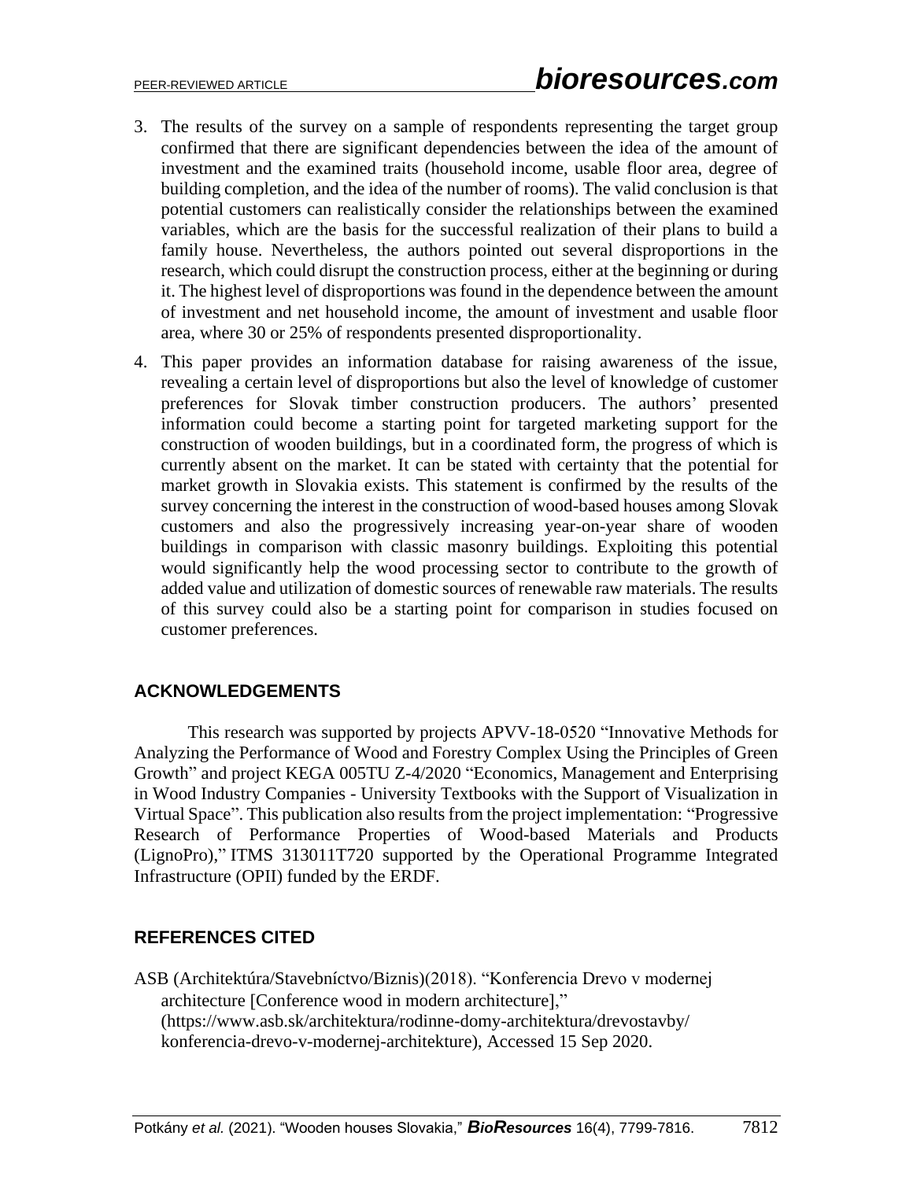3. The results of the survey on a sample of respondents representing the target group confirmed that there are significant dependencies between the idea of the amount of investment and the examined traits (household income, usable floor area, degree of building completion, and the idea of the number of rooms). The valid conclusion is that potential customers can realistically consider the relationships between the examined variables, which are the basis for the successful realization of their plans to build a family house. Nevertheless, the authors pointed out several disproportions in the research, which could disrupt the construction process, either at the beginning or during it. The highest level of disproportions was found in the dependence between the amount of investment and net household income, the amount of investment and usable floor area, where 30 or 25% of respondents presented disproportionality.
4. This paper provides an information database for raising awareness of the issue, revealing a certain level of disproportions but also the level of knowledge of customer preferences for Slovak timber construction producers. The authors' presented information could become a starting point for targeted marketing support for the construction of wooden buildings, but in a coordinated form, the progress of which is currently absent on the market. It can be stated with certainty that the potential for market growth in Slovakia exists. This statement is confirmed by the results of the survey concerning the interest in the construction of wood-based houses among Slovak customers and also the progressively increasing year-on-year share of wooden buildings in comparison with classic masonry buildings. Exploiting this potential would significantly help the wood processing sector to contribute to the growth of added value and utilization of domestic sources of renewable raw materials. The results of this survey could also be a starting point for comparison in studies focused on customer preferences.

## ACKNOWLEDGEMENTS

This research was supported by projects APVV-18-0520 "Innovative Methods for Analyzing the Performance of Wood and Forestry Complex Using the Principles of Green Growth" and project KEGA 005TU Z-4/2020 "Economics, Management and Enterprising in Wood Industry Companies - University Textbooks with the Support of Visualization in Virtual Space". This publication also results from the project implementation: "Progressive Research of Performance Properties of Wood-based Materials and Products (LignoPro)," ITMS 313011T720 supported by the Operational Programme Integrated Infrastructure (OPII) funded by the ERDF.

## REFERENCES CITED

ASB (Architektúra/Stavebníctvo/Biznis)(2018). "Konferencia Drevo v modernej architecture [Conference wood in modern architecture]," (https://www.asb.sk/architektura/rodinne-domy-architektura/drevostavby/konferencia-drevo-v-modernej-architekture), Accessed 15 Sep 2020.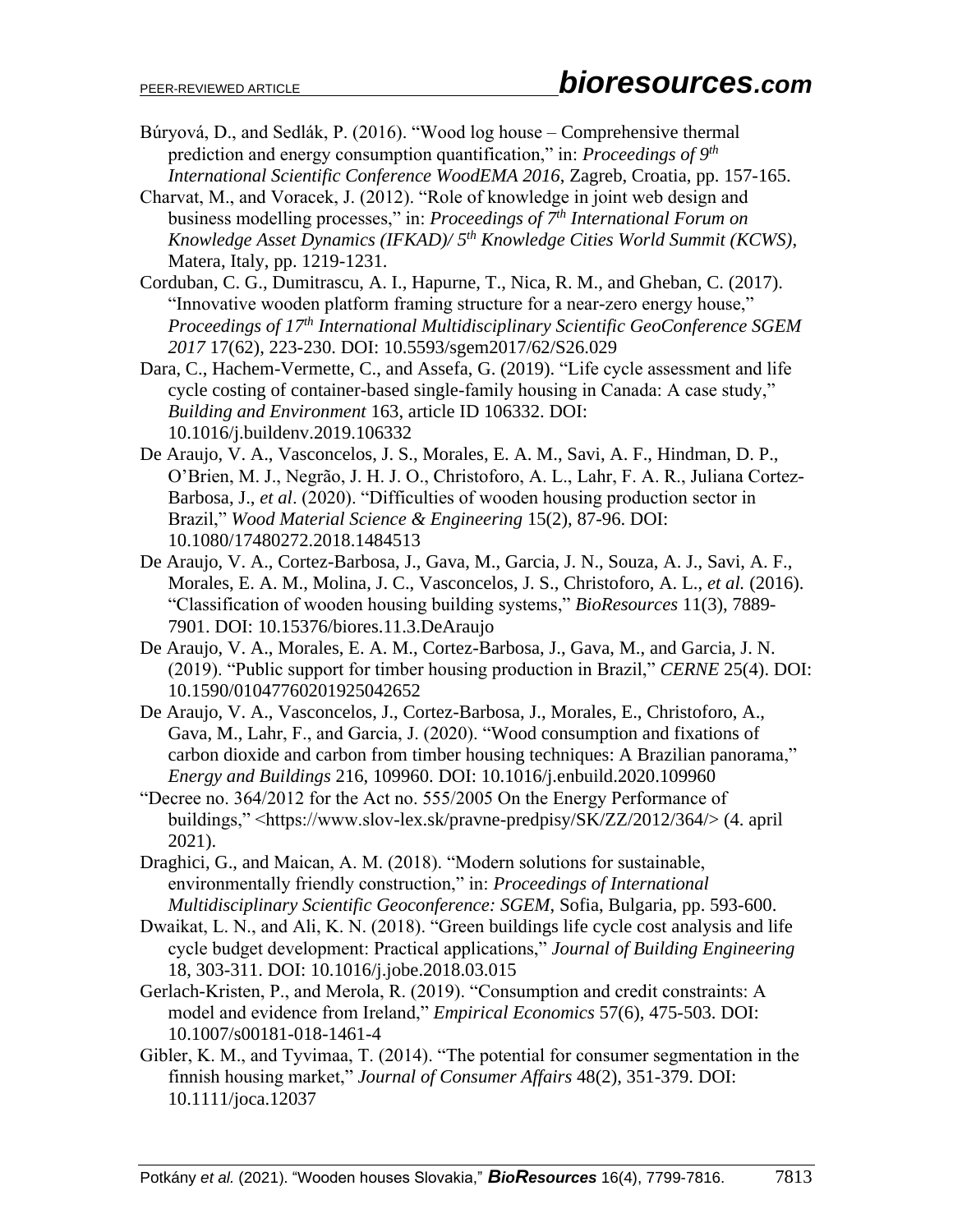Búryová, D., and Sedlák, P. (2016). "Wood log house – Comprehensive thermal prediction and energy consumption quantification," in: *Proceedings of 9th International Scientific Conference WoodEMA 2016*, Zagreb, Croatia, pp. 157-165.

Charvat, M., and Voracek, J. (2012). "Role of knowledge in joint web design and business modelling processes," in: *Proceedings of 7th International Forum on Knowledge Asset Dynamics (IFKAD)/ 5th Knowledge Cities World Summit (KCWS)*, Matera, Italy, pp. 1219-1231.

Corduban, C. G., Dumitrascu, A. I., Hapurne, T., Nica, R. M., and Gheban, C. (2017). "Innovative wooden platform framing structure for a near-zero energy house," *Proceedings of 17th International Multidisciplinary Scientific GeoConference SGEM 2017* 17(62), 223-230. DOI: 10.5593/sgem2017/62/S26.029

Dara, C., Hachem-Vermette, C., and Assefa, G. (2019). "Life cycle assessment and life cycle costing of container-based single-family housing in Canada: A case study," *Building and Environment* 163, article ID 106332. DOI: 10.1016/j.buildenv.2019.106332

De Araujo, V. A., Vasconcelos, J. S., Morales, E. A. M., Savi, A. F., Hindman, D. P., O'Brien, M. J., Negrão, J. H. J. O., Christoforo, A. L., Lahr, F. A. R., Juliana Cortez-Barbosa, J., *et al*. (2020). "Difficulties of wooden housing production sector in Brazil," *Wood Material Science & Engineering* 15(2), 87-96. DOI: 10.1080/17480272.2018.1484513

De Araujo, V. A., Cortez-Barbosa, J., Gava, M., Garcia, J. N., Souza, A. J., Savi, A. F., Morales, E. A. M., Molina, J. C., Vasconcelos, J. S., Christoforo, A. L., *et al.* (2016). "Classification of wooden housing building systems," *BioResources* 11(3), 7889-7901. DOI: 10.15376/biores.11.3.DeAraujo

De Araujo, V. A., Morales, E. A. M., Cortez-Barbosa, J., Gava, M., and Garcia, J. N. (2019). "Public support for timber housing production in Brazil," *CERNE* 25(4). DOI: 10.1590/01047760201925042652

De Araujo, V. A., Vasconcelos, J., Cortez-Barbosa, J., Morales, E., Christoforo, A., Gava, M., Lahr, F., and Garcia, J. (2020). "Wood consumption and fixations of carbon dioxide and carbon from timber housing techniques: A Brazilian panorama," *Energy and Buildings* 216, 109960. DOI: 10.1016/j.enbuild.2020.109960

"Decree no. 364/2012 for the Act no. 555/2005 On the Energy Performance of buildings," <https://www.slov-lex.sk/pravne-predpisy/SK/ZZ/2012/364/> (4. april 2021).

Draghici, G., and Maican, A. M. (2018). "Modern solutions for sustainable, environmentally friendly construction," in: *Proceedings of International Multidisciplinary Scientific Geoconference: SGEM*, Sofia, Bulgaria, pp. 593-600.

Dwaikat, L. N., and Ali, K. N. (2018). "Green buildings life cycle cost analysis and life cycle budget development: Practical applications," *Journal of Building Engineering* 18, 303-311. DOI: 10.1016/j.jobe.2018.03.015

Gerlach-Kristen, P., and Merola, R. (2019). "Consumption and credit constraints: A model and evidence from Ireland," *Empirical Economics* 57(6), 475-503. DOI: 10.1007/s00181-018-1461-4

Gibler, K. M., and Tyvimaa, T. (2014). "The potential for consumer segmentation in the finnish housing market," *Journal of Consumer Affairs* 48(2), 351-379. DOI: 10.1111/joca.12037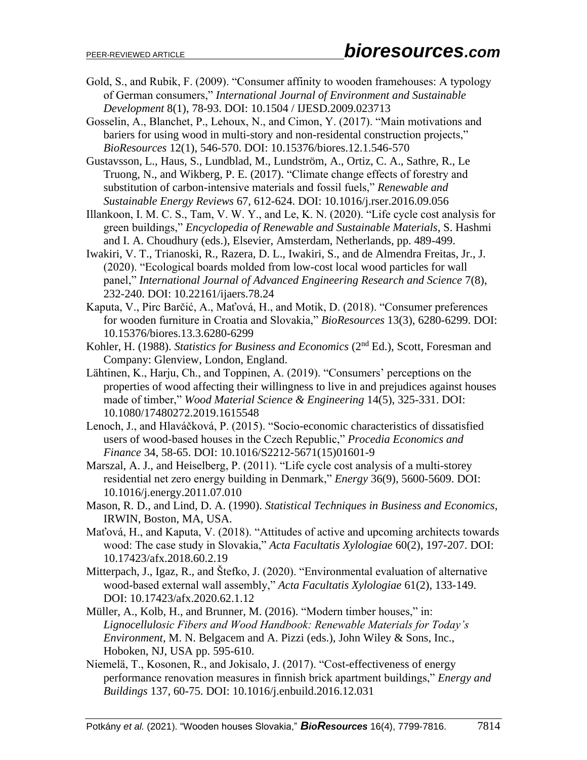Gold, S., and Rubik, F. (2009). "Consumer affinity to wooden framehouses: A typology of German consumers," *International Journal of Environment and Sustainable Development* 8(1), 78-93. DOI: 10.1504 / IJESD.2009.023713

Gosselin, A., Blanchet, P., Lehoux, N., and Cimon, Y. (2017). "Main motivations and bariers for using wood in multi-story and non-residental construction projects," *BioResources* 12(1), 546-570. DOI: 10.15376/biores.12.1.546-570

Gustavsson, L., Haus, S., Lundblad, M., Lundström, A., Ortiz, C. A., Sathre, R., Le Truong, N., and Wikberg, P. E. (2017). "Climate change effects of forestry and substitution of carbon-intensive materials and fossil fuels," *Renewable and Sustainable Energy Reviews* 67, 612-624. DOI: 10.1016/j.rser.2016.09.056

Illankoon, I. M. C. S., Tam, V. W. Y., and Le, K. N. (2020). "Life cycle cost analysis for green buildings," *Encyclopedia of Renewable and Sustainable Materials*, S. Hashmi and I. A. Choudhury (eds.), Elsevier, Amsterdam, Netherlands, pp. 489-499.

Iwakiri, V. T., Trianoski, R., Razera, D. L., Iwakiri, S., and de Almendra Freitas, Jr., J. (2020). "Ecological boards molded from low-cost local wood particles for wall panel," *International Journal of Advanced Engineering Research and Science* 7(8), 232-240. DOI: 10.22161/ijaers.78.24

Kaputa, V., Pirc Barčić, A., Maťová, H., and Motik, D. (2018). "Consumer preferences for wooden furniture in Croatia and Slovakia," *BioResources* 13(3), 6280-6299. DOI: 10.15376/biores.13.3.6280-6299

Kohler, H. (1988). *Statistics for Business and Economics* (2nd Ed.), Scott, Foresman and Company: Glenview, London, England.

Lähtinen, K., Harju, Ch., and Toppinen, A. (2019). "Consumers' perceptions on the properties of wood affecting their willingness to live in and prejudices against houses made of timber," *Wood Material Science & Engineering* 14(5), 325-331. DOI: 10.1080/17480272.2019.1615548

Lenoch, J., and Hlaváčková, P. (2015). "Socio-economic characteristics of dissatisfied users of wood-based houses in the Czech Republic," *Procedia Economics and Finance* 34, 58-65. DOI: 10.1016/S2212-5671(15)01601-9

Marszal, A. J., and Heiselberg, P. (2011). "Life cycle cost analysis of a multi-storey residential net zero energy building in Denmark," *Energy* 36(9), 5600-5609. DOI: 10.1016/j.energy.2011.07.010

Mason, R. D., and Lind, D. A. (1990). *Statistical Techniques in Business and Economics*, IRWIN, Boston, MA, USA.

Maťová, H., and Kaputa, V. (2018). "Attitudes of active and upcoming architects towards wood: The case study in Slovakia," *Acta Facultatis Xylologiae* 60(2), 197-207. DOI: 10.17423/afx.2018.60.2.19

Mitterpach, J., Igaz, R., and Štefko, J. (2020). "Environmental evaluation of alternative wood-based external wall assembly," *Acta Facultatis Xylologiae* 61(2), 133-149. DOI: 10.17423/afx.2020.62.1.12

Müller, A., Kolb, H., and Brunner, M. (2016). "Modern timber houses," in: *Lignocellulosic Fibers and Wood Handbook: Renewable Materials for Today's Environment,* M. N. Belgacem and A. Pizzi (eds.), John Wiley & Sons, Inc., Hoboken, NJ, USA pp. 595-610.

Niemelä, T., Kosonen, R., and Jokisalo, J. (2017). "Cost-effectiveness of energy performance renovation measures in finnish brick apartment buildings," *Energy and Buildings* 137, 60-75. DOI: 10.1016/j.enbuild.2016.12.031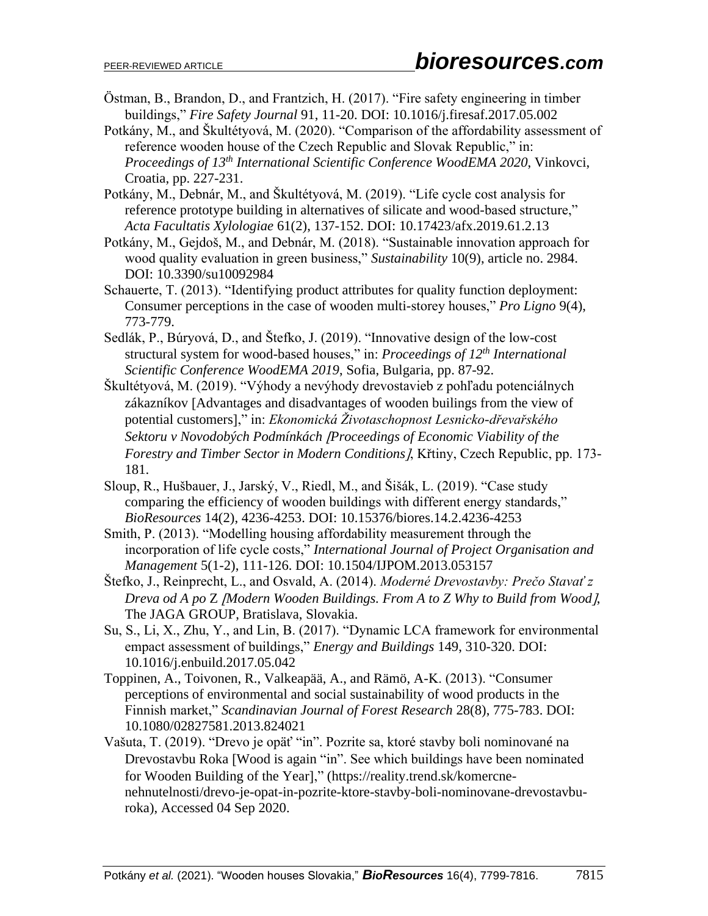Östman, B., Brandon, D., and Frantzich, H. (2017). "Fire safety engineering in timber buildings," *Fire Safety Journal* 91, 11-20. DOI: 10.1016/j.firesaf.2017.05.002

Potkány, M., and Škultétyová, M. (2020). "Comparison of the affordability assessment of reference wooden house of the Czech Republic and Slovak Republic," in: *Proceedings of 13th International Scientific Conference WoodEMA 2020*, Vinkovci, Croatia, pp. 227-231.

Potkány, M., Debnár, M., and Škultétyová, M. (2019). "Life cycle cost analysis for reference prototype building in alternatives of silicate and wood-based structure," *Acta Facultatis Xylologiae* 61(2), 137-152. DOI: 10.17423/afx.2019.61.2.13

Potkány, M., Gejdoš, M., and Debnár, M. (2018). "Sustainable innovation approach for wood quality evaluation in green business," *Sustainability* 10(9), article no. 2984. DOI: 10.3390/su10092984

Schauerte, T. (2013). "Identifying product attributes for quality function deployment: Consumer perceptions in the case of wooden multi-storey houses," *Pro Ligno* 9(4), 773-779.

Sedlák, P., Búryová, D., and Štefko, J. (2019). "Innovative design of the low-cost structural system for wood-based houses," in: *Proceedings of 12th International Scientific Conference WoodEMA 2019*, Sofia, Bulgaria, pp. 87-92.

Škultétyová, M. (2019). "Výhody a nevýhody drevostavieb z pohľadu potenciálnych zákazníkov [Advantages and disadvantages of wooden builings from the view of potential customers]," in: *Ekonomická Životaschopnost Lesnicko-dřevařského Sektoru v Novodobých Podmínkách [Proceedings of Economic Viability of the Forestry and Timber Sector in Modern Conditions]*, Křtiny, Czech Republic, pp. 173-181.

Sloup, R., Hušbauer, J., Jarský, V., Riedl, M., and Šišák, L. (2019). "Case study comparing the efficiency of wooden buildings with different energy standards," *BioResources* 14(2), 4236-4253. DOI: 10.15376/biores.14.2.4236-4253

Smith, P. (2013). "Modelling housing affordability measurement through the incorporation of life cycle costs," *International Journal of Project Organisation and Management* 5(1-2), 111-126. DOI: 10.1504/IJPOM.2013.053157

Štefko, J., Reinprecht, L., and Osvald, A. (2014). *Moderné Drevostavby: Prečo Stavať z Dreva od A po Z [Modern Wooden Buildings. From A to Z Why to Build from Wood]*, The JAGA GROUP, Bratislava, Slovakia.

Su, S., Li, X., Zhu, Y., and Lin, B. (2017). "Dynamic LCA framework for environmental empact assessment of buildings," *Energy and Buildings* 149, 310-320. DOI: 10.1016/j.enbuild.2017.05.042

Toppinen, A., Toivonen, R., Valkeapää, A., and Rämö, A-K. (2013). "Consumer perceptions of environmental and social sustainability of wood products in the Finnish market," *Scandinavian Journal of Forest Research* 28(8), 775-783. DOI: 10.1080/02827581.2013.824021

Vašuta, T. (2019). "Drevo je opäť "in". Pozrite sa, ktoré stavby boli nominované na Drevostavbu Roka [Wood is again "in". See which buildings have been nominated for Wooden Building of the Year]," (https://reality.trend.sk/komercne-nehnutelnosti/drevo-je-opat-in-pozrite-ktore-stavby-boli-nominovane-drevostavbu-roka), Accessed 04 Sep 2020.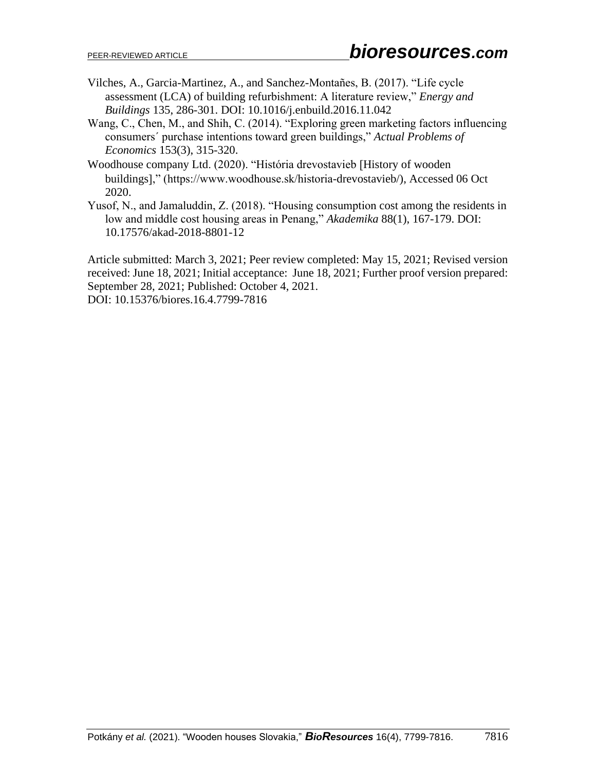Vilches, A., Garcia-Martinez, A., and Sanchez-Montañes, B. (2017). "Life cycle assessment (LCA) of building refurbishment: A literature review," *Energy and Buildings* 135, 286-301. DOI: 10.1016/j.enbuild.2016.11.042

Wang, C., Chen, M., and Shih, C. (2014). "Exploring green marketing factors influencing consumers´ purchase intentions toward green buildings," *Actual Problems of Economics* 153(3), 315-320.

Woodhouse company Ltd. (2020). "História drevostavieb [History of wooden buildings]," (https://www.woodhouse.sk/historia-drevostavieb/), Accessed 06 Oct 2020.

Yusof, N., and Jamaluddin, Z. (2018). "Housing consumption cost among the residents in low and middle cost housing areas in Penang," *Akademika* 88(1), 167-179. DOI: 10.17576/akad-2018-8801-12

Article submitted: March 3, 2021; Peer review completed: May 15, 2021; Revised version received: June 18, 2021; Initial acceptance: June 18, 2021; Further proof version prepared: September 28, 2021; Published: October 4, 2021.
DOI: 10.15376/biores.16.4.7799-7816